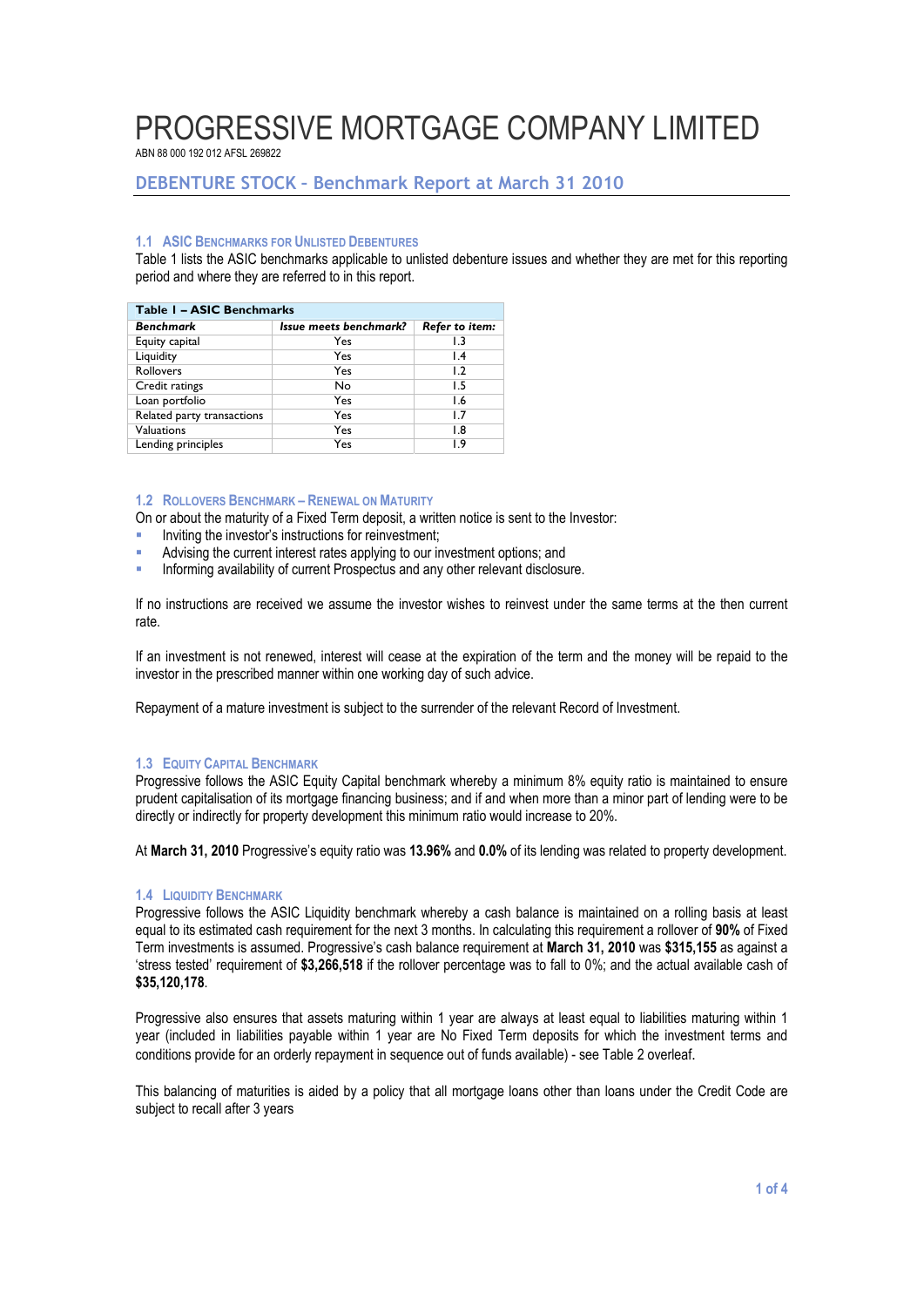# PROGRESSIVE MORTGAGE COMPANY LIMITED

ABN 88 000 192 012 AFSL 269822

## DEBENTURE STOCK - Benchmark Report at March 31 2010

### 1.1 ASIC Benchmarks for Unlisted Debentures

Table 1 lists the ASIC benchmarks applicable to unlisted debenture issues and whether they are met for this reporting period and where they are referred to in this report.

**Table 1 – ASIC Benchmarks**

| *Benchmark* | *Issue meets benchmark?* | *Refer to item:* |
|---|---|---|
| Equity capital | Yes | 1.3 |
| Liquidity | Yes | 1.4 |
| Rollovers | Yes | 1.2 |
| Credit ratings | No | 1.5 |
| Loan portfolio | Yes | 1.6 |
| Related party transactions | Yes | 1.7 |
| Valuations | Yes | 1.8 |
| Lending principles | Yes | 1.9 |

### 1.2 Rollovers Benchmark – Renewal on Maturity

On or about the maturity of a Fixed Term deposit, a written notice is sent to the Investor:

- Inviting the investor's instructions for reinvestment;
- Advising the current interest rates applying to our investment options; and
- Informing availability of current Prospectus and any other relevant disclosure.

If no instructions are received we assume the investor wishes to reinvest under the same terms at the then current rate.

If an investment is not renewed, interest will cease at the expiration of the term and the money will be repaid to the investor in the prescribed manner within one working day of such advice.

Repayment of a mature investment is subject to the surrender of the relevant Record of Investment.

### 1.3 Equity Capital Benchmark

Progressive follows the ASIC Equity Capital benchmark whereby a minimum 8% equity ratio is maintained to ensure prudent capitalisation of its mortgage financing business; and if and when more than a minor part of lending were to be directly or indirectly for property development this minimum ratio would increase to 20%.

At **March 31, 2010** Progressive's equity ratio was **13.96%** and **0.0%** of its lending was related to property development.

### 1.4 Liquidity Benchmark

Progressive follows the ASIC Liquidity benchmark whereby a cash balance is maintained on a rolling basis at least equal to its estimated cash requirement for the next 3 months. In calculating this requirement a rollover of **90%** of Fixed Term investments is assumed. Progressive's cash balance requirement at **March 31, 2010** was **$315,155** as against a 'stress tested' requirement of **$3,266,518** if the rollover percentage was to fall to 0%; and the actual available cash of **$35,120,178**.

Progressive also ensures that assets maturing within 1 year are always at least equal to liabilities maturing within 1 year (included in liabilities payable within 1 year are No Fixed Term deposits for which the investment terms and conditions provide for an orderly repayment in sequence out of funds available) - see Table 2 overleaf.

This balancing of maturities is aided by a policy that all mortgage loans other than loans under the Credit Code are subject to recall after 3 years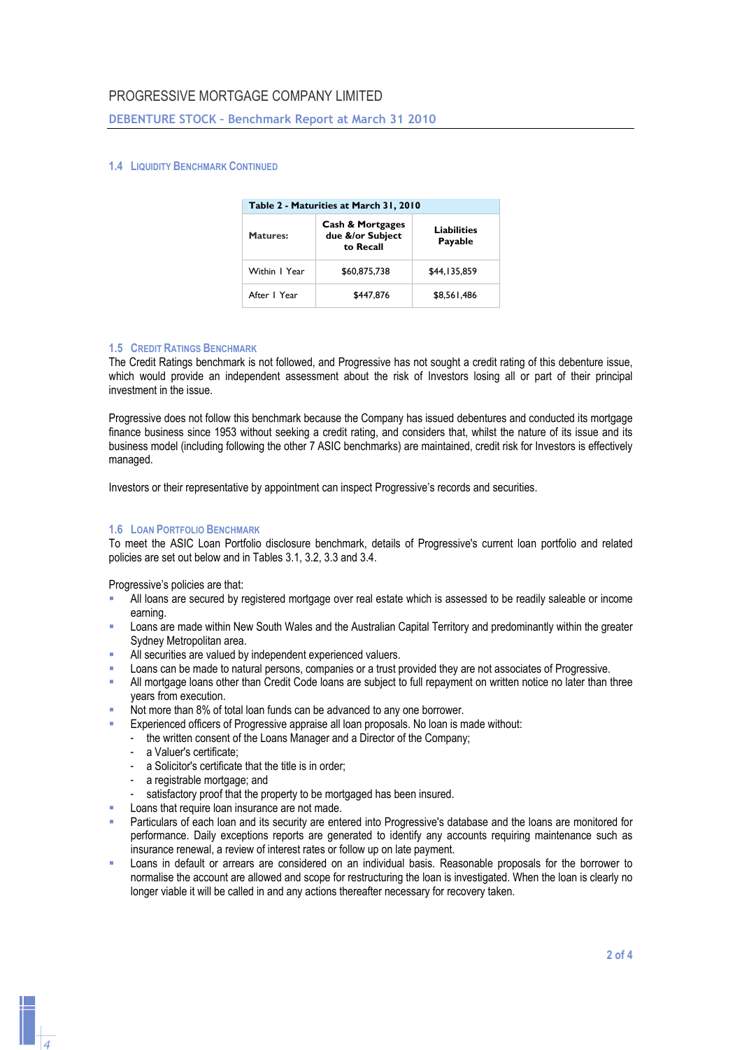### 1.4 Liquidity Benchmark Continued

| Table 2 - Maturities at March 31, 2010 | | |
|---|---|---|
| **Matures:** | **Cash & Mortgages due &/or Subject to Recall** | **Liabilities Payable** |
| Within 1 Year | $60,875,738 | $44,135,859 |
| After 1 Year | $447,876 | $8,561,486 |

### 1.5 Credit Ratings Benchmark

The Credit Ratings benchmark is not followed, and Progressive has not sought a credit rating of this debenture issue, which would provide an independent assessment about the risk of Investors losing all or part of their principal investment in the issue.

Progressive does not follow this benchmark because the Company has issued debentures and conducted its mortgage finance business since 1953 without seeking a credit rating, and considers that, whilst the nature of its issue and its business model (including following the other 7 ASIC benchmarks) are maintained, credit risk for Investors is effectively managed.

Investors or their representative by appointment can inspect Progressive's records and securities.

### 1.6 Loan Portfolio Benchmark

To meet the ASIC Loan Portfolio disclosure benchmark, details of Progressive's current loan portfolio and related policies are set out below and in Tables 3.1, 3.2, 3.3 and 3.4.

Progressive's policies are that:

- All loans are secured by registered mortgage over real estate which is assessed to be readily saleable or income earning.
- Loans are made within New South Wales and the Australian Capital Territory and predominantly within the greater Sydney Metropolitan area.
- All securities are valued by independent experienced valuers.
- Loans can be made to natural persons, companies or a trust provided they are not associates of Progressive.
- All mortgage loans other than Credit Code loans are subject to full repayment on written notice no later than three years from execution.
- Not more than 8% of total loan funds can be advanced to any one borrower.
- Experienced officers of Progressive appraise all loan proposals. No loan is made without:
  - the written consent of the Loans Manager and a Director of the Company;
  - a Valuer's certificate;
  - a Solicitor's certificate that the title is in order;
  - a registrable mortgage; and
  - satisfactory proof that the property to be mortgaged has been insured.
- Loans that require loan insurance are not made.
- Particulars of each loan and its security are entered into Progressive's database and the loans are monitored for performance. Daily exceptions reports are generated to identify any accounts requiring maintenance such as insurance renewal, a review of interest rates or follow up on late payment.
- Loans in default or arrears are considered on an individual basis. Reasonable proposals for the borrower to normalise the account are allowed and scope for restructuring the loan is investigated. When the loan is clearly no longer viable it will be called in and any actions thereafter necessary for recovery taken.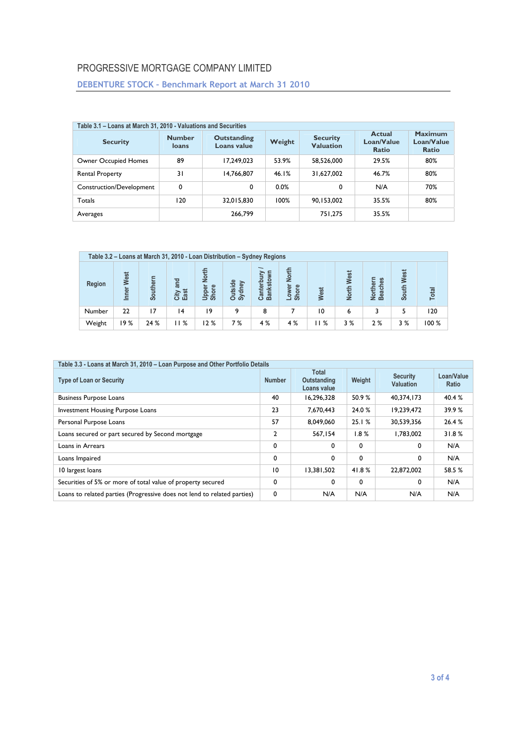# PROGRESSIVE MORTGAGE COMPANY LIMITED

## DEBENTURE STOCK - Benchmark Report at March 31 2010

| Table 3.1 – Loans at March 31, 2010 - Valuations and Securities | | | | | | |
|---|---|---|---|---|---|---|
| **Security** | **Number loans** | **Outstanding Loans value** | **Weight** | **Security Valuation** | **Actual Loan/Value Ratio** | **Maximum Loan/Value Ratio** |
| Owner Occupied Homes | 89 | 17,249,023 | 53.9% | 58,526,000 | 29.5% | 80% |
| Rental Property | 31 | 14,766,807 | 46.1% | 31,627,002 | 46.7% | 80% |
| Construction/Development | 0 | 0 | 0.0% | 0 | N/A | 70% |
| Totals | 120 | 32,015,830 | 100% | 90,153,002 | 35.5% | 80% |
| Averages | | 266,799 | | 751,275 | 35.5% | |

| Table 3.2 – Loans at March 31, 2010 - Loan Distribution – Sydney Regions | | | | | | | | | | | | |
|---|---|---|---|---|---|---|---|---|---|---|---|---|
| **Region** | **Inner West** | **Southern** | **City and East** | **Upper North Shore** | **Outside Sydney** | **Canterbury / Bankstown** | **Lower North Shore** | **West** | **North West** | **Northern Beaches** | **South West** | **Total** |
| Number | 22 | 17 | 14 | 19 | 9 | 8 | 7 | 10 | 6 | 3 | 5 | 120 |
| Weight | 19 % | 24 % | 11 % | 12 % | 7 % | 4 % | 4 % | 11 % | 3 % | 2 % | 3 % | 100 % |

| Table 3.3 - Loans at March 31, 2010 – Loan Purpose and Other Portfolio Details | | | | | |
|---|---|---|---|---|---|
| **Type of Loan or Security** | **Number** | **Total Outstanding Loans value** | **Weight** | **Security Valuation** | **Loan/Value Ratio** |
| Business Purpose Loans | 40 | 16,296,328 | 50.9 % | 40,374,173 | 40.4 % |
| Investment Housing Purpose Loans | 23 | 7,670,443 | 24.0 % | 19,239,472 | 39.9 % |
| Personal Purpose Loans | 57 | 8,049,060 | 25.1 % | 30,539,356 | 26.4 % |
| Loans secured or part secured by Second mortgage | 2 | 567,154 | 1.8 % | 1,783,002 | 31.8 % |
| Loans in Arrears | 0 | 0 | 0 | 0 | N/A |
| Loans Impaired | 0 | 0 | 0 | 0 | N/A |
| 10 largest loans | 10 | 13,381,502 | 41.8 % | 22,872,002 | 58.5 % |
| Securities of 5% or more of total value of property secured | 0 | 0 | 0 | 0 | N/A |
| Loans to related parties (Progressive does not lend to related parties) | 0 | N/A | N/A | N/A | N/A |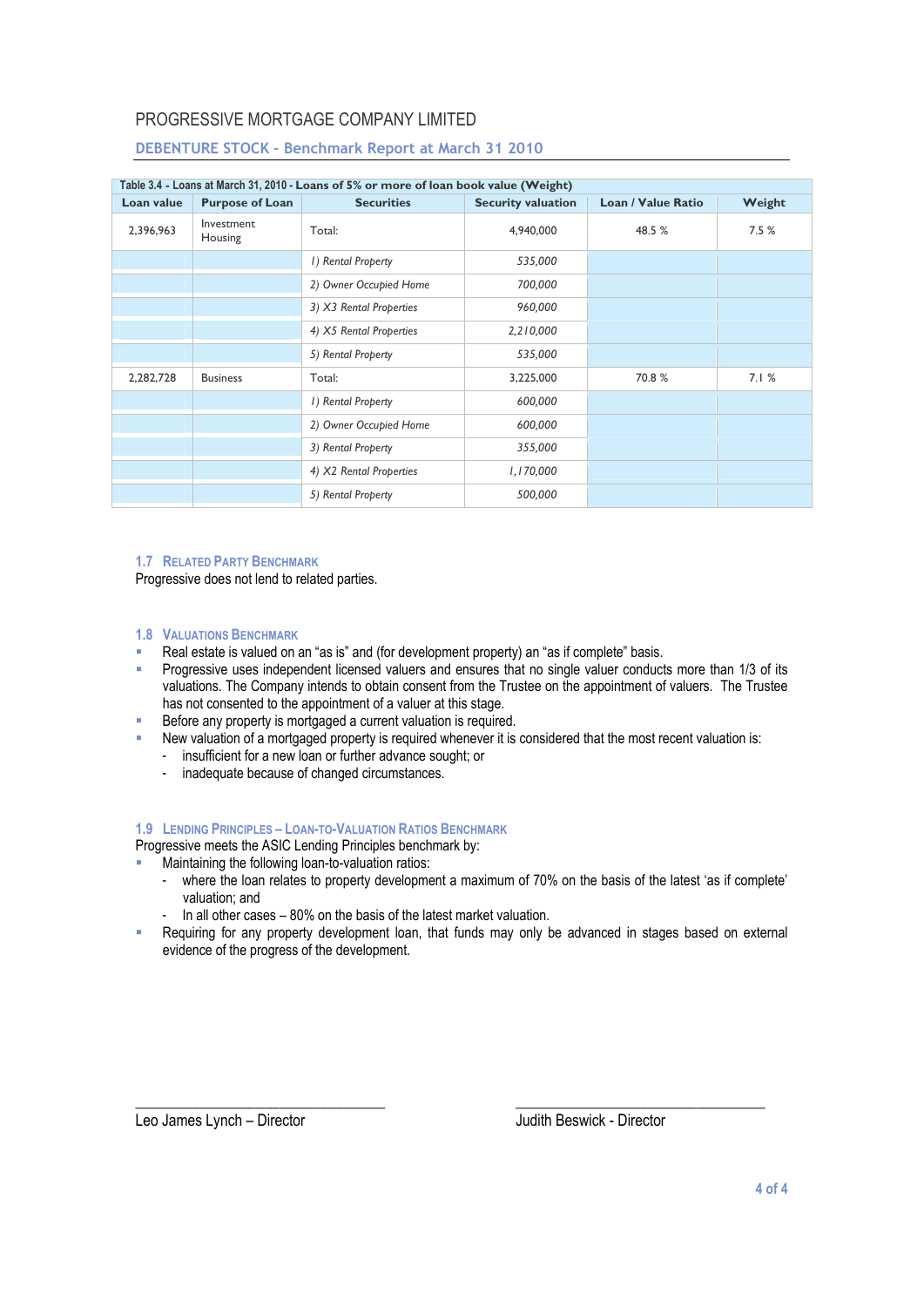PROGRESSIVE MORTGAGE COMPANY LIMITED

## DEBENTURE STOCK - Benchmark Report at March 31 2010

Table 3.4 - Loans at March 31, 2010 - Loans of 5% or more of loan book value (Weight)

| Loan value | Purpose of Loan | Securities | Security valuation | Loan / Value Ratio | Weight |
|---|---|---|---|---|---|
| 2,396,963 | Investment Housing | Total: | 4,940,000 | 48.5 % | 7.5 % |
| | | *1) Rental Property* | *535,000* | | |
| | | *2) Owner Occupied Home* | *700,000* | | |
| | | *3) X3 Rental Properties* | *960,000* | | |
| | | *4) X5 Rental Properties* | *2,210,000* | | |
| | | *5) Rental Property* | *535,000* | | |
| 2,282,728 | Business | Total: | 3,225,000 | 70.8 % | 7.1 % |
| | | *1) Rental Property* | *600,000* | | |
| | | *2) Owner Occupied Home* | *600,000* | | |
| | | *3) Rental Property* | *355,000* | | |
| | | *4) X2 Rental Properties* | *1,170,000* | | |
| | | *5) Rental Property* | *500,000* | | |

### 1.7 Related Party Benchmark

Progressive does not lend to related parties.

### 1.8 Valuations Benchmark

- Real estate is valued on an "as is" and (for development property) an "as if complete" basis.
- Progressive uses independent licensed valuers and ensures that no single valuer conducts more than 1/3 of its valuations. The Company intends to obtain consent from the Trustee on the appointment of valuers. The Trustee has not consented to the appointment of a valuer at this stage.
- Before any property is mortgaged a current valuation is required.
- New valuation of a mortgaged property is required whenever it is considered that the most recent valuation is:
  - insufficient for a new loan or further advance sought; or
  - inadequate because of changed circumstances.

### 1.9 Lending Principles – Loan-to-Valuation Ratios Benchmark

Progressive meets the ASIC Lending Principles benchmark by:

- Maintaining the following loan-to-valuation ratios:
  - where the loan relates to property development a maximum of 70% on the basis of the latest 'as if complete' valuation; and
  - In all other cases – 80% on the basis of the latest market valuation.
- Requiring for any property development loan, that funds may only be advanced in stages based on external evidence of the progress of the development.

\_\_\_\_\_\_\_\_\_\_\_\_\_\_\_\_\_\_\_\_\_\_\_\_\_\_\_\_\_\_\_\_\_\_\_
Leo James Lynch – Director

\_\_\_\_\_\_\_\_\_\_\_\_\_\_\_\_\_\_\_\_\_\_\_\_\_\_\_\_\_\_\_\_\_\_\_
Judith Beswick - Director